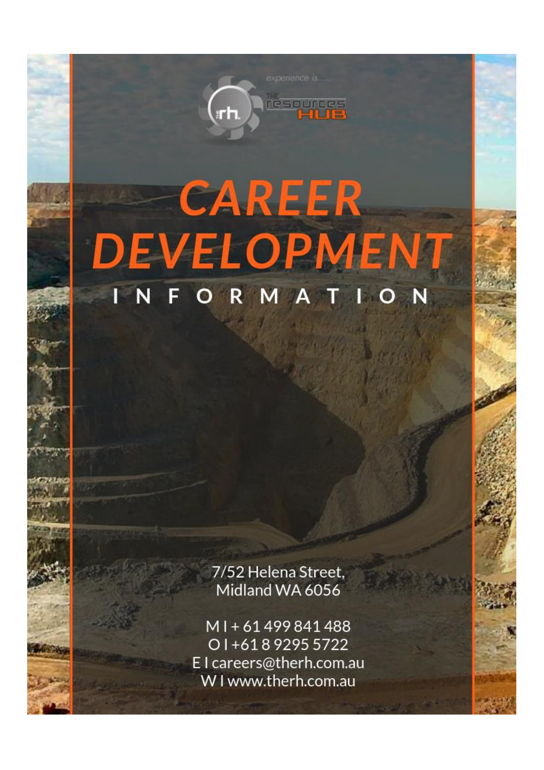experience is.....

THE resources HUB

# CAREER DEVELOPMENT

## INFORMATION

7/52 Helena Street,
Midland WA 6056

M I + 61 499 841 488
O I +61 8 9295 5722
E I careers@therh.com.au
W I www.therh.com.au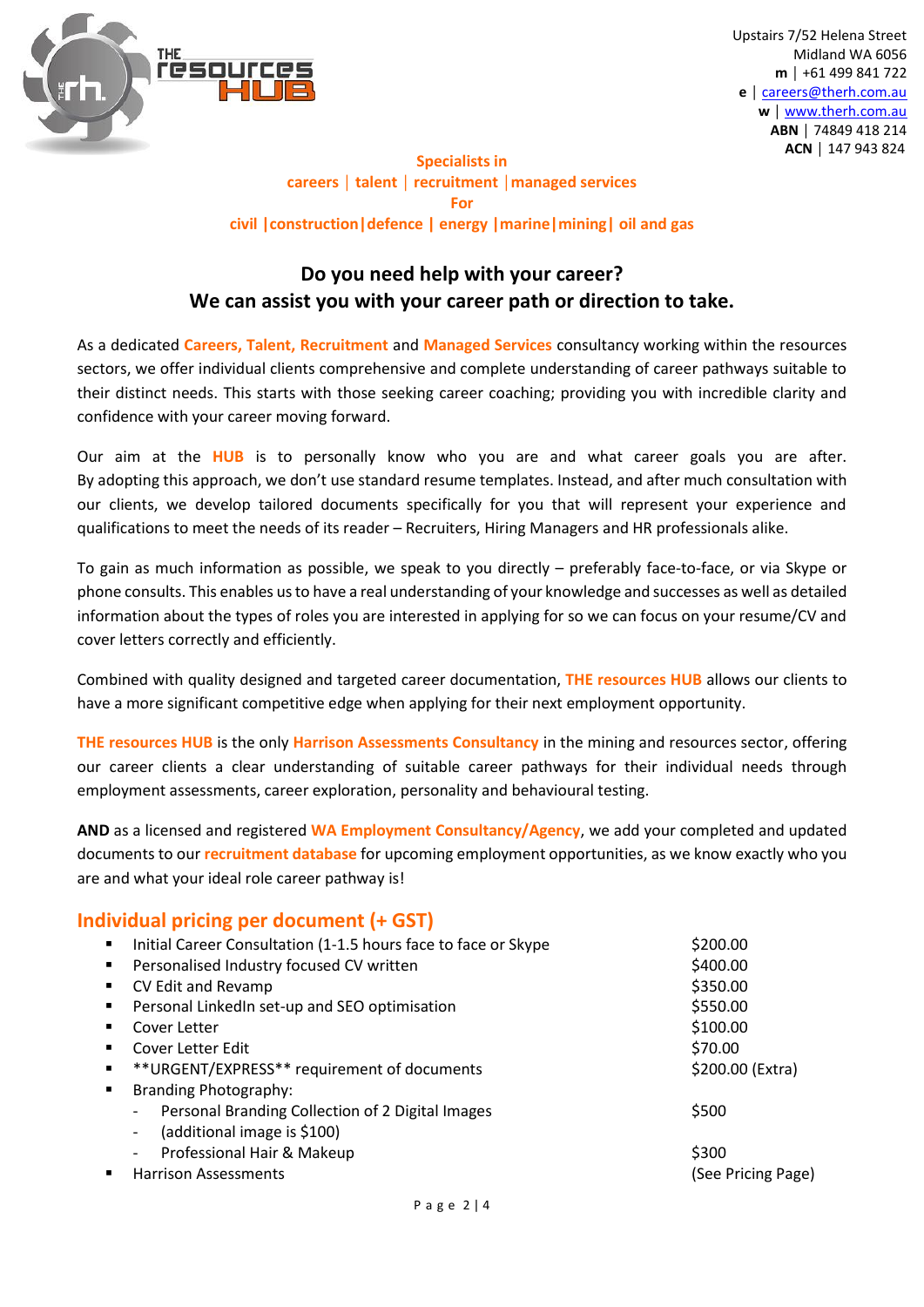THE resources HUB

Upstairs 7/52 Helena Street
Midland WA 6056
**m** | +61 499 841 722
**e** | careers@therh.com.au
**w** | www.therh.com.au
**ABN** | 74849 418 214
**ACN** | 147 943 824

**Specialists in**
**careers | talent | recruitment | managed services**
**For**
**civil | construction | defence | energy | marine | mining | oil and gas**

## Do you need help with your career?
## We can assist you with your career path or direction to take.

As a dedicated **Careers, Talent, Recruitment** and **Managed Services** consultancy working within the resources sectors, we offer individual clients comprehensive and complete understanding of career pathways suitable to their distinct needs. This starts with those seeking career coaching; providing you with incredible clarity and confidence with your career moving forward.

Our aim at the **HUB** is to personally know who you are and what career goals you are after. By adopting this approach, we don't use standard resume templates. Instead, and after much consultation with our clients, we develop tailored documents specifically for you that will represent your experience and qualifications to meet the needs of its reader – Recruiters, Hiring Managers and HR professionals alike.

To gain as much information as possible, we speak to you directly – preferably face-to-face, or via Skype or phone consults. This enables us to have a real understanding of your knowledge and successes as well as detailed information about the types of roles you are interested in applying for so we can focus on your resume/CV and cover letters correctly and efficiently.

Combined with quality designed and targeted career documentation, **THE resources HUB** allows our clients to have a more significant competitive edge when applying for their next employment opportunity.

**THE resources HUB** is the only **Harrison Assessments Consultancy** in the mining and resources sector, offering our career clients a clear understanding of suitable career pathways for their individual needs through employment assessments, career exploration, personality and behavioural testing.

**AND** as a licensed and registered **WA Employment Consultancy/Agency**, we add your completed and updated documents to our **recruitment database** for upcoming employment opportunities, as we know exactly who you are and what your ideal role career pathway is!

## Individual pricing per document (+ GST)

- Initial Career Consultation (1-1.5 hours face to face or Skype — $200.00
- Personalised Industry focused CV written — $400.00
- CV Edit and Revamp — $350.00
- Personal LinkedIn set-up and SEO optimisation — $550.00
- Cover Letter — $100.00
- Cover Letter Edit — $70.00
- **URGENT/EXPRESS** requirement of documents — $200.00 (Extra)
- Branding Photography:
  - Personal Branding Collection of 2 Digital Images — $500
  - (additional image is $100)
  - Professional Hair & Makeup — $300
- Harrison Assessments — (See Pricing Page)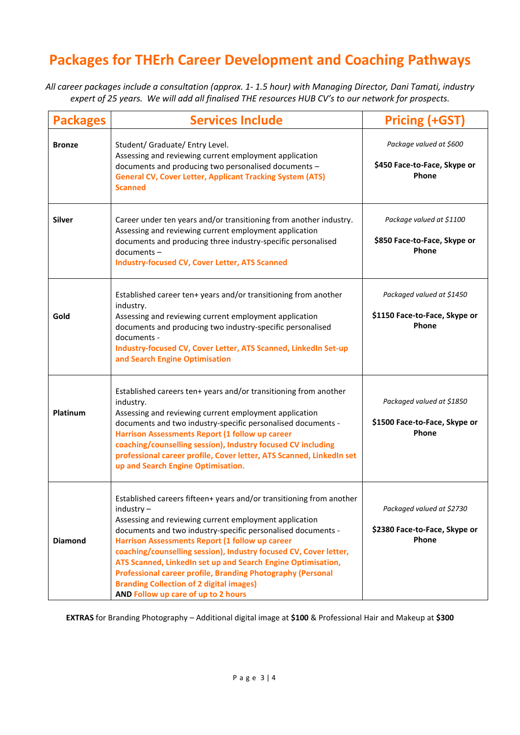# Packages for THErh Career Development and Coaching Pathways

*All career packages include a consultation (approx. 1- 1.5 hour) with Managing Director, Dani Tamati, industry expert of 25 years. We will add all finalised THE resources HUB CV's to our network for prospects.*

| Packages | Services Include | Pricing (+GST) |
| --- | --- | --- |
| **Bronze** | Student/ Graduate/ Entry Level.<br>Assessing and reviewing current employment application documents and producing two personalised documents – **General CV, Cover Letter, Applicant Tracking System (ATS) Scanned** | *Package valued at $600*<br><br>**$450 Face-to-Face, Skype or Phone** |
| **Silver** | Career under ten years and/or transitioning from another industry.<br>Assessing and reviewing current employment application documents and producing three industry-specific personalised documents –<br>**Industry-focused CV, Cover Letter, ATS Scanned** | *Package valued at $1100*<br><br>**$850 Face-to-Face, Skype or Phone** |
| **Gold** | Established career ten+ years and/or transitioning from another industry.<br>Assessing and reviewing current employment application documents and producing two industry-specific personalised documents -<br>**Industry-focused CV, Cover Letter, ATS Scanned, LinkedIn Set-up and Search Engine Optimisation** | *Packaged valued at $1450*<br><br>**$1150 Face-to-Face, Skype or Phone** |
| **Platinum** | Established careers ten+ years and/or transitioning from another industry.<br>Assessing and reviewing current employment application documents and two industry-specific personalised documents -<br>**Harrison Assessments Report (1 follow up career coaching/counselling session), Industry focused CV including professional career profile, Cover letter, ATS Scanned, LinkedIn set up and Search Engine Optimisation.** | *Packaged valued at $1850*<br><br>**$1500 Face-to-Face, Skype or Phone** |
| **Diamond** | Established careers fifteen+ years and/or transitioning from another industry –<br>Assessing and reviewing current employment application documents and two industry-specific personalised documents -<br>**Harrison Assessments Report (1 follow up career coaching/counselling session), Industry focused CV, Cover letter, ATS Scanned, LinkedIn set up and Search Engine Optimisation, Professional career profile, Branding Photography (Personal Branding Collection of 2 digital images)**<br>**AND Follow up care of up to 2 hours** | *Packaged valued at $2730*<br><br>**$2380 Face-to-Face, Skype or Phone** |

**EXTRAS** for Branding Photography – Additional digital image at **$100** & Professional Hair and Makeup at **$300**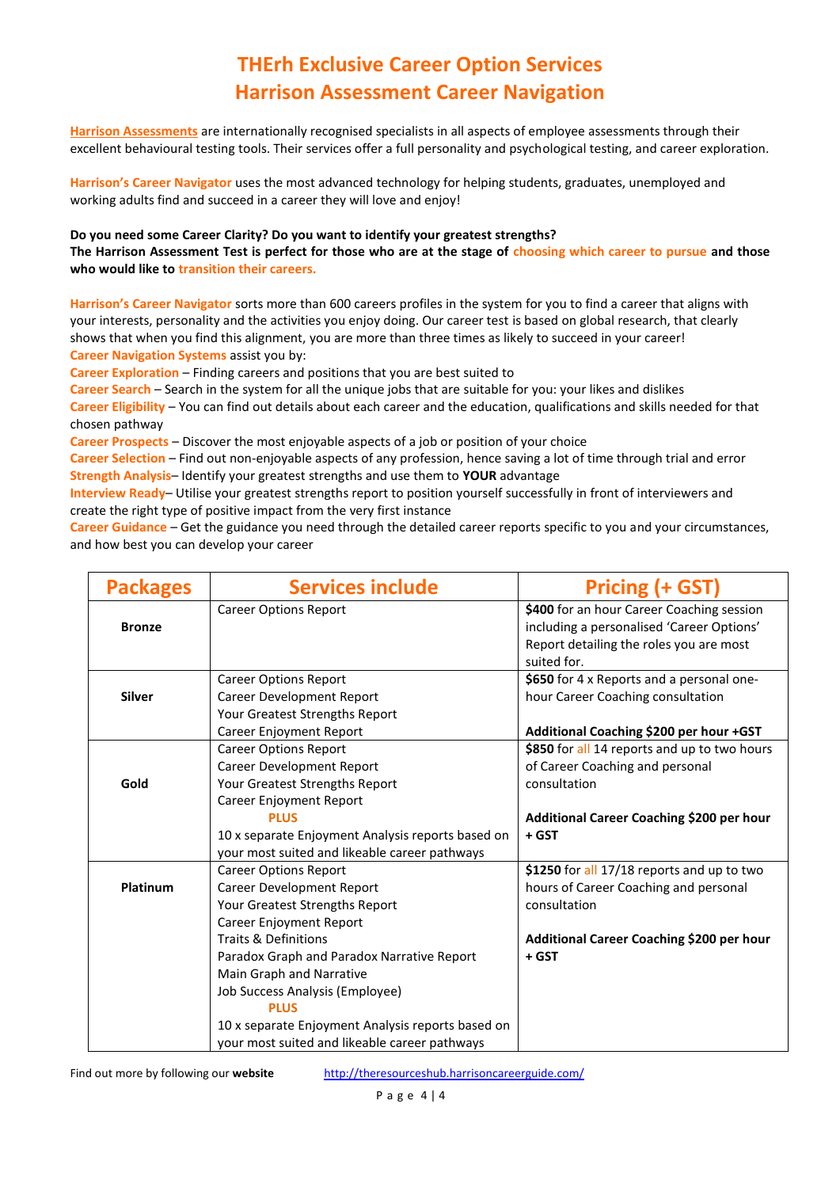# THErh Exclusive Career Option Services
# Harrison Assessment Career Navigation

**Harrison Assessments** are internationally recognised specialists in all aspects of employee assessments through their excellent behavioural testing tools. Their services offer a full personality and psychological testing, and career exploration.

**Harrison's Career Navigator** uses the most advanced technology for helping students, graduates, unemployed and working adults find and succeed in a career they will love and enjoy!

**Do you need some Career Clarity? Do you want to identify your greatest strengths?**
**The Harrison Assessment Test is perfect for those who are at the stage of choosing which career to pursue and those who would like to transition their careers.**

**Harrison's Career Navigator** sorts more than 600 careers profiles in the system for you to find a career that aligns with your interests, personality and the activities you enjoy doing. Our career test is based on global research, that clearly shows that when you find this alignment, you are more than three times as likely to succeed in your career!
**Career Navigation Systems** assist you by:
**Career Exploration** – Finding careers and positions that you are best suited to
**Career Search** – Search in the system for all the unique jobs that are suitable for you: your likes and dislikes
**Career Eligibility** – You can find out details about each career and the education, qualifications and skills needed for that chosen pathway
**Career Prospects** – Discover the most enjoyable aspects of a job or position of your choice
**Career Selection** – Find out non-enjoyable aspects of any profession, hence saving a lot of time through trial and error
**Strength Analysis**– Identify your greatest strengths and use them to **YOUR** advantage
**Interview Ready**– Utilise your greatest strengths report to position yourself successfully in front of interviewers and create the right type of positive impact from the very first instance
**Career Guidance** – Get the guidance you need through the detailed career reports specific to you and your circumstances, and how best you can develop your career

| Packages | Services include | Pricing (+ GST) |
|---|---|---|
| **Bronze** | Career Options Report | **$400** for an hour Career Coaching session including a personalised 'Career Options' Report detailing the roles you are most suited for. |
| **Silver** | Career Options Report<br>Career Development Report<br>Your Greatest Strengths Report<br>Career Enjoyment Report | **$650** for 4 x Reports and a personal one-hour Career Coaching consultation<br><br>**Additional Coaching $200 per hour +GST** |
| **Gold** | Career Options Report<br>Career Development Report<br>Your Greatest Strengths Report<br>Career Enjoyment Report<br>**PLUS**<br>10 x separate Enjoyment Analysis reports based on your most suited and likeable career pathways | **$850** for all 14 reports and up to two hours of Career Coaching and personal consultation<br><br>**Additional Career Coaching $200 per hour + GST** |
| **Platinum** | Career Options Report<br>Career Development Report<br>Your Greatest Strengths Report<br>Career Enjoyment Report<br>Traits & Definitions<br>Paradox Graph and Paradox Narrative Report<br>Main Graph and Narrative<br>Job Success Analysis (Employee)<br>**PLUS**<br>10 x separate Enjoyment Analysis reports based on your most suited and likeable career pathways | **$1250** for all 17/18 reports and up to two hours of Career Coaching and personal consultation<br><br>**Additional Career Coaching $200 per hour + GST** |

Find out more by following our **website** http://theresourceshub.harrisoncareerguide.com/